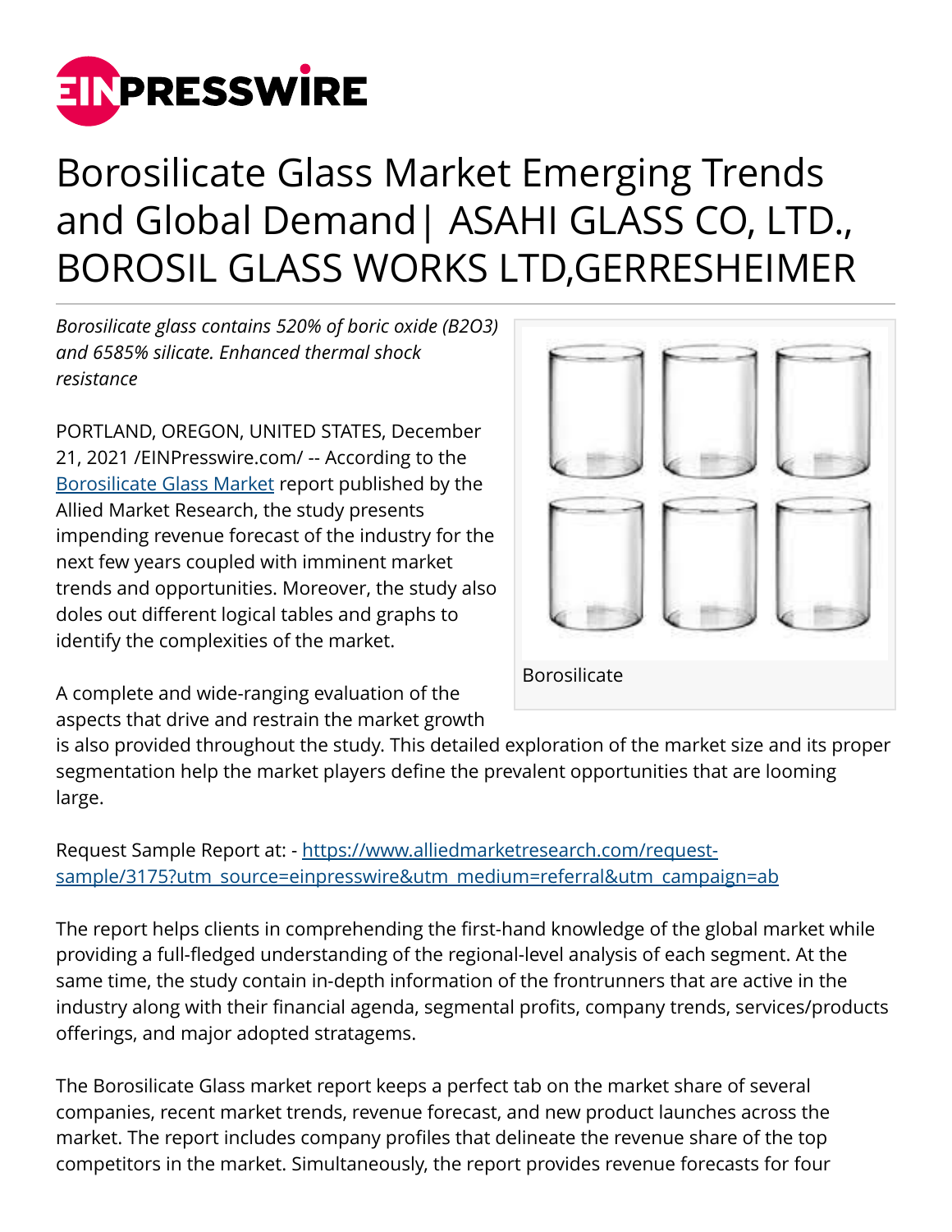# Borosilicate Glass Market Emerging Trends and Global Demand| ASAHI GLASS CO, LTD., BOROSIL GLASS WORKS LTD,GERRESHEIMER

*Borosilicate glass contains 520% of boric oxide (B2O3) and 6585% silicate. Enhanced thermal shock resistance*

Borosilicate

PORTLAND, OREGON, UNITED STATES, December 21, 2021 /EINPresswire.com/ -- According to the Borosilicate Glass Market report published by the Allied Market Research, the study presents impending revenue forecast of the industry for the next few years coupled with imminent market trends and opportunities. Moreover, the study also doles out different logical tables and graphs to identify the complexities of the market.

A complete and wide-ranging evaluation of the aspects that drive and restrain the market growth is also provided throughout the study. This detailed exploration of the market size and its proper segmentation help the market players define the prevalent opportunities that are looming large.

Request Sample Report at: - https://www.alliedmarketresearch.com/request-sample/3175?utm_source=einpresswire&utm_medium=referral&utm_campaign=ab

The report helps clients in comprehending the first-hand knowledge of the global market while providing a full-fledged understanding of the regional-level analysis of each segment. At the same time, the study contain in-depth information of the frontrunners that are active in the industry along with their financial agenda, segmental profits, company trends, services/products offerings, and major adopted stratagems.

The Borosilicate Glass market report keeps a perfect tab on the market share of several companies, recent market trends, revenue forecast, and new product launches across the market. The report includes company profiles that delineate the revenue share of the top competitors in the market. Simultaneously, the report provides revenue forecasts for four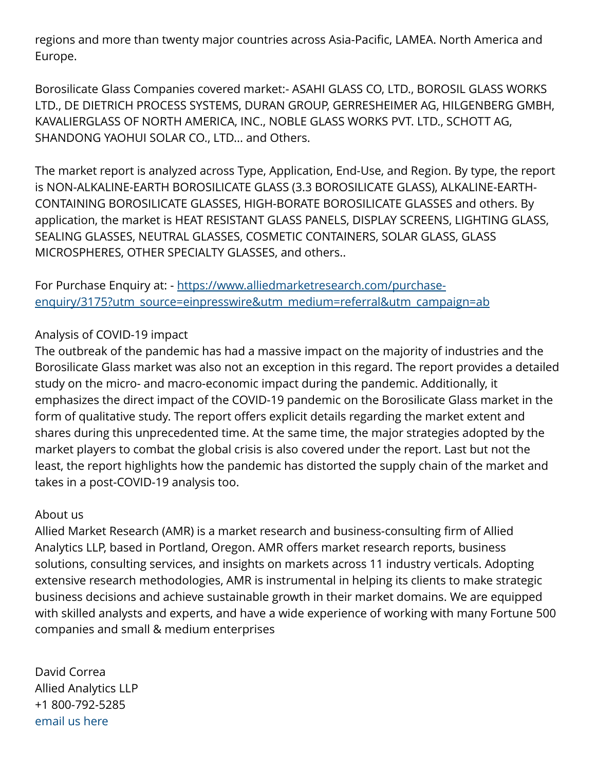regions and more than twenty major countries across Asia-Pacific, LAMEA. North America and Europe.

Borosilicate Glass Companies covered market:- ASAHI GLASS CO, LTD., BOROSIL GLASS WORKS LTD., DE DIETRICH PROCESS SYSTEMS, DURAN GROUP, GERRESHEIMER AG, HILGENBERG GMBH, KAVALIERGLASS OF NORTH AMERICA, INC., NOBLE GLASS WORKS PVT. LTD., SCHOTT AG, SHANDONG YAOHUI SOLAR CO., LTD... and Others.

The market report is analyzed across Type, Application, End-Use, and Region. By type, the report is NON-ALKALINE-EARTH BOROSILICATE GLASS (3.3 BOROSILICATE GLASS), ALKALINE-EARTH-CONTAINING BOROSILICATE GLASSES, HIGH-BORATE BOROSILICATE GLASSES and others. By application, the market is HEAT RESISTANT GLASS PANELS, DISPLAY SCREENS, LIGHTING GLASS, SEALING GLASSES, NEUTRAL GLASSES, COSMETIC CONTAINERS, SOLAR GLASS, GLASS MICROSPHERES, OTHER SPECIALTY GLASSES, and others..

For Purchase Enquiry at: - [https://www.alliedmarketresearch.com/purchase-enquiry/3175?utm_source=einpresswire&utm_medium=referral&utm_campaign=ab](https://www.alliedmarketresearch.com/purchase-enquiry/3175?utm_source=einpresswire&utm_medium=referral&utm_campaign=ab)

Analysis of COVID-19 impact
The outbreak of the pandemic has had a massive impact on the majority of industries and the Borosilicate Glass market was also not an exception in this regard. The report provides a detailed study on the micro- and macro-economic impact during the pandemic. Additionally, it emphasizes the direct impact of the COVID-19 pandemic on the Borosilicate Glass market in the form of qualitative study. The report offers explicit details regarding the market extent and shares during this unprecedented time. At the same time, the major strategies adopted by the market players to combat the global crisis is also covered under the report. Last but not the least, the report highlights how the pandemic has distorted the supply chain of the market and takes in a post-COVID-19 analysis too.

About us
Allied Market Research (AMR) is a market research and business-consulting firm of Allied Analytics LLP, based in Portland, Oregon. AMR offers market research reports, business solutions, consulting services, and insights on markets across 11 industry verticals. Adopting extensive research methodologies, AMR is instrumental in helping its clients to make strategic business decisions and achieve sustainable growth in their market domains. We are equipped with skilled analysts and experts, and have a wide experience of working with many Fortune 500 companies and small & medium enterprises

David Correa
Allied Analytics LLP
+1 800-792-5285
email us here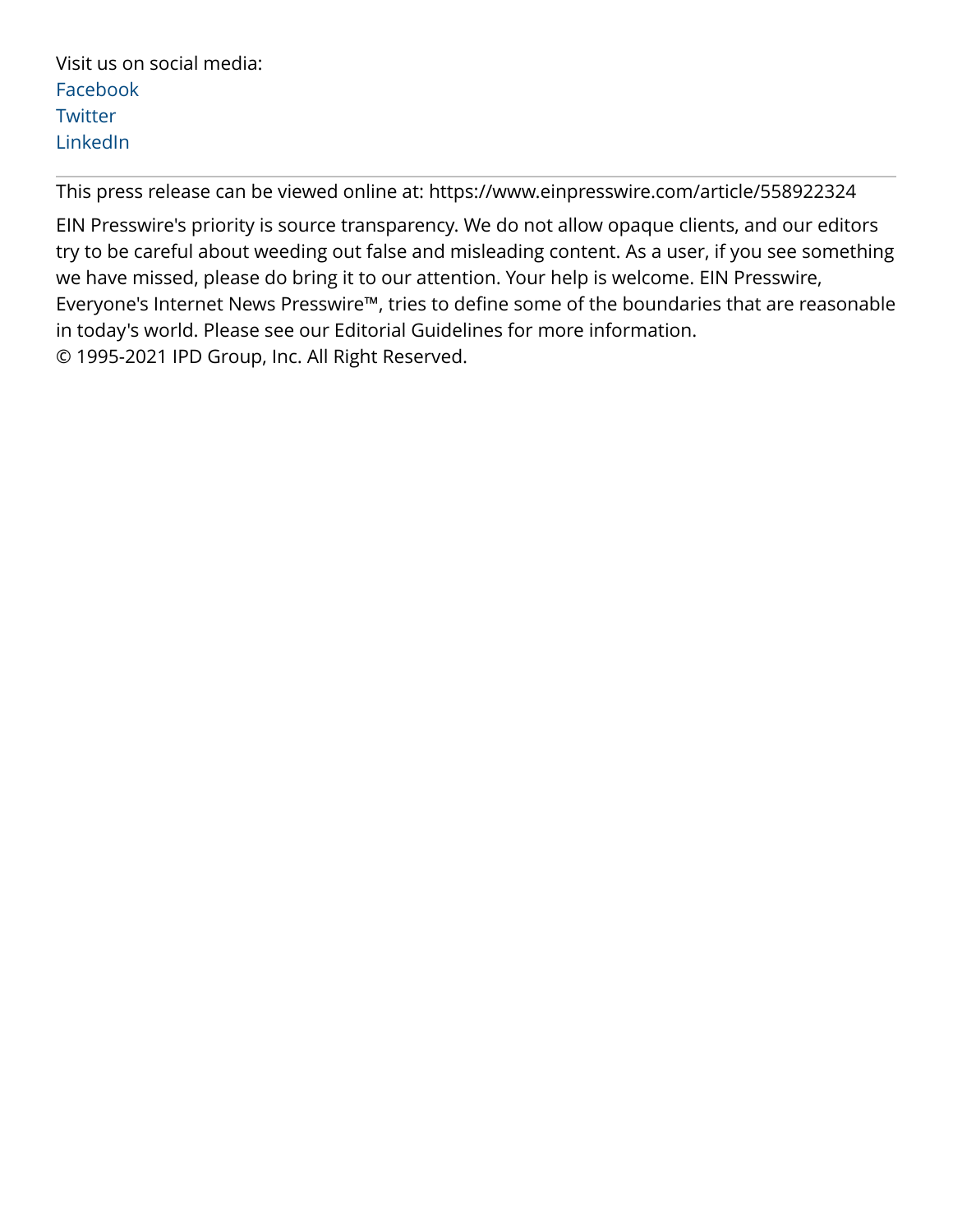Visit us on social media:
Facebook
Twitter
LinkedIn

---

This press release can be viewed online at: https://www.einpresswire.com/article/558922324

EIN Presswire's priority is source transparency. We do not allow opaque clients, and our editors try to be careful about weeding out false and misleading content. As a user, if you see something we have missed, please do bring it to our attention. Your help is welcome. EIN Presswire, Everyone's Internet News Presswire™, tries to define some of the boundaries that are reasonable in today's world. Please see our Editorial Guidelines for more information.
© 1995-2021 IPD Group, Inc. All Right Reserved.